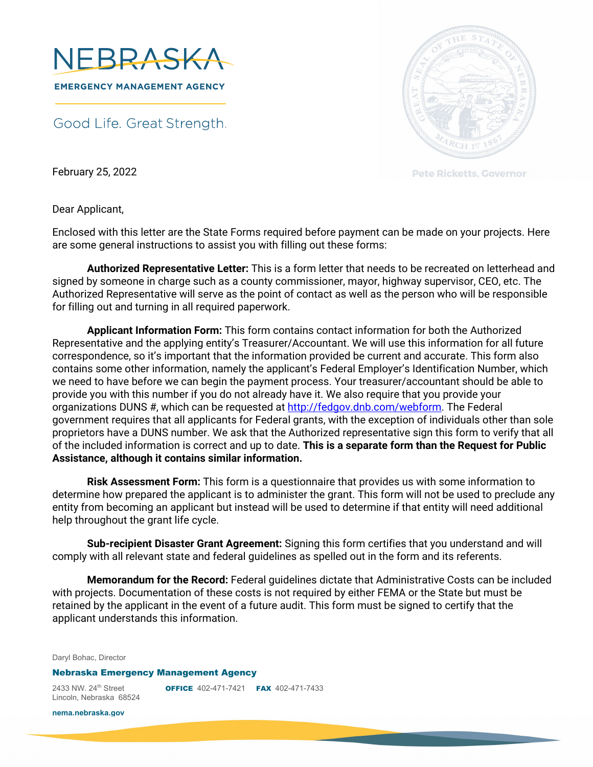# NEBRASKA

**EMERGENCY MANAGEMENT AGENCY**

Good Life. Great Strength.

Pete Ricketts, Governor

February 25, 2022

Dear Applicant,

Enclosed with this letter are the State Forms required before payment can be made on your projects. Here are some general instructions to assist you with filling out these forms:

**Authorized Representative Letter:** This is a form letter that needs to be recreated on letterhead and signed by someone in charge such as a county commissioner, mayor, highway supervisor, CEO, etc. The Authorized Representative will serve as the point of contact as well as the person who will be responsible for filling out and turning in all required paperwork.

**Applicant Information Form:** This form contains contact information for both the Authorized Representative and the applying entity's Treasurer/Accountant. We will use this information for all future correspondence, so it's important that the information provided be current and accurate. This form also contains some other information, namely the applicant's Federal Employer's Identification Number, which we need to have before we can begin the payment process. Your treasurer/accountant should be able to provide you with this number if you do not already have it. We also require that you provide your organizations DUNS #, which can be requested at [http://fedgov.dnb.com/webform](http://fedgov.dnb.com/webform). The Federal government requires that all applicants for Federal grants, with the exception of individuals other than sole proprietors have a DUNS number. We ask that the Authorized representative sign this form to verify that all of the included information is correct and up to date. **This is a separate form than the Request for Public Assistance, although it contains similar information.**

**Risk Assessment Form:** This form is a questionnaire that provides us with some information to determine how prepared the applicant is to administer the grant. This form will not be used to preclude any entity from becoming an applicant but instead will be used to determine if that entity will need additional help throughout the grant life cycle.

**Sub-recipient Disaster Grant Agreement:** Signing this form certifies that you understand and will comply with all relevant state and federal guidelines as spelled out in the form and its referents.

**Memorandum for the Record:** Federal guidelines dictate that Administrative Costs can be included with projects. Documentation of these costs is not required by either FEMA or the State but must be retained by the applicant in the event of a future audit. This form must be signed to certify that the applicant understands this information.

Daryl Bohac, Director

**Nebraska Emergency Management Agency**

2433 NW. 24th Street
Lincoln, Nebraska 68524

**OFFICE** 402-471-7421 **FAX** 402-471-7433

nema.nebraska.gov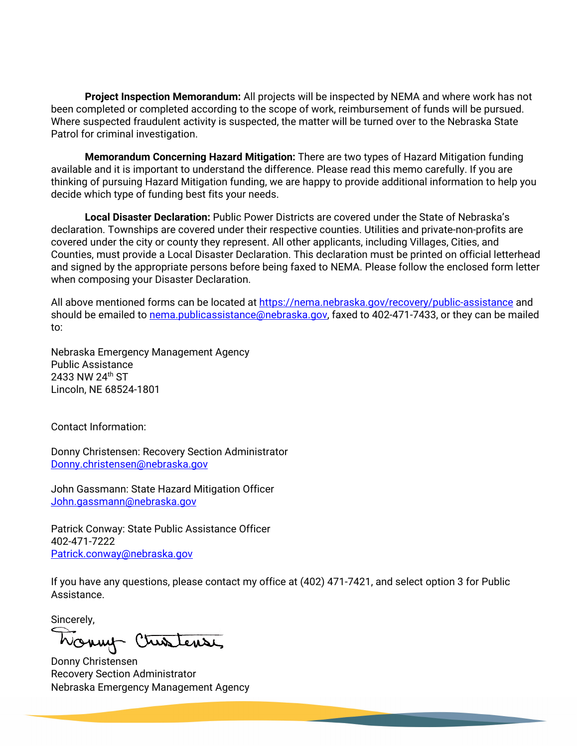**Project Inspection Memorandum:** All projects will be inspected by NEMA and where work has not been completed or completed according to the scope of work, reimbursement of funds will be pursued. Where suspected fraudulent activity is suspected, the matter will be turned over to the Nebraska State Patrol for criminal investigation.

**Memorandum Concerning Hazard Mitigation:** There are two types of Hazard Mitigation funding available and it is important to understand the difference. Please read this memo carefully. If you are thinking of pursuing Hazard Mitigation funding, we are happy to provide additional information to help you decide which type of funding best fits your needs.

**Local Disaster Declaration:** Public Power Districts are covered under the State of Nebraska's declaration. Townships are covered under their respective counties. Utilities and private-non-profits are covered under the city or county they represent. All other applicants, including Villages, Cities, and Counties, must provide a Local Disaster Declaration. This declaration must be printed on official letterhead and signed by the appropriate persons before being faxed to NEMA. Please follow the enclosed form letter when composing your Disaster Declaration.

All above mentioned forms can be located at https://nema.nebraska.gov/recovery/public-assistance and should be emailed to nema.publicassistance@nebraska.gov, faxed to 402-471-7433, or they can be mailed to:

Nebraska Emergency Management Agency
Public Assistance
2433 NW 24th ST
Lincoln, NE 68524-1801

Contact Information:

Donny Christensen: Recovery Section Administrator
Donny.christensen@nebraska.gov

John Gassmann: State Hazard Mitigation Officer
John.gassmann@nebraska.gov

Patrick Conway: State Public Assistance Officer
402-471-7222
Patrick.conway@nebraska.gov

If you have any questions, please contact my office at (402) 471-7421, and select option 3 for Public Assistance.

Sincerely,

Donny Christensen
Recovery Section Administrator
Nebraska Emergency Management Agency